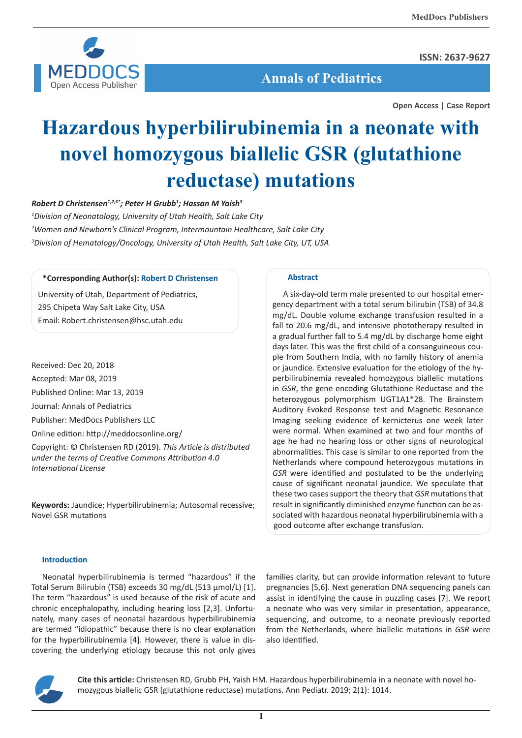Open Access | Case Report

# Hazardous hyperbilirubinemia in a neonate with novel homozygous biallelic GSR (glutathione reductase) mutations

***Robert D Christensen[1,2,3]\*; Peter H Grubb[1]; Hassan M Yaish[3]***

*[1]Division of Neonatology, University of Utah Health, Salt Lake City*

*[2]Women and Newborn's Clinical Program, Intermountain Healthcare, Salt Lake City*

*[3]Division of Hematology/Oncology, University of Utah Health, Salt Lake City, UT, USA*

**\*Corresponding Author(s): Robert D Christensen**

University of Utah, Department of Pediatrics,
295 Chipeta Way Salt Lake City, USA
Email: Robert.christensen@hsc.utah.edu

Received: Dec 20, 2018
Accepted: Mar 08, 2019
Published Online: Mar 13, 2019
Journal: Annals of Pediatrics
Publisher: MedDocs Publishers LLC
Online edition: http://meddocsonline.org/
Copyright: © Christensen RD (2019). *This Article is distributed under the terms of Creative Commons Attribution 4.0 International License*

**Keywords:** Jaundice; Hyperbilirubinemia; Autosomal recessive; Novel GSR mutations

## Abstract

A six-day-old term male presented to our hospital emergency department with a total serum bilirubin (TSB) of 34.8 mg/dL. Double volume exchange transfusion resulted in a fall to 20.6 mg/dL, and intensive phototherapy resulted in a gradual further fall to 5.4 mg/dL by discharge home eight days later. This was the first child of a consanguineous couple from Southern India, with no family history of anemia or jaundice. Extensive evaluation for the etiology of the hyperbilirubinemia revealed homozygous biallelic mutations in *GSR*, the gene encoding Glutathione Reductase and the heterozygous polymorphism UGT1A1\*28. The Brainstem Auditory Evoked Response test and Magnetic Resonance Imaging seeking evidence of kernicterus one week later were normal. When examined at two and four months of age he had no hearing loss or other signs of neurological abnormalities. This case is similar to one reported from the Netherlands where compound heterozygous mutations in *GSR* were identified and postulated to be the underlying cause of significant neonatal jaundice. We speculate that these two cases support the theory that *GSR* mutations that result in significantly diminished enzyme function can be associated with hazardous neonatal hyperbilirubinemia with a good outcome after exchange transfusion.

## Introduction

Neonatal hyperbilirubinemia is termed "hazardous" if the Total Serum Bilirubin (TSB) exceeds 30 mg/dL (513 µmol/L) [1]. The term "hazardous" is used because of the risk of acute and chronic encephalopathy, including hearing loss [2,3]. Unfortunately, many cases of neonatal hazardous hyperbilirubinemia are termed "idiopathic" because there is no clear explanation for the hyperbilirubinemia [4]. However, there is value in discovering the underlying etiology because this not only gives families clarity, but can provide information relevant to future pregnancies [5,6]. Next generation DNA sequencing panels can assist in identifying the cause in puzzling cases [7]. We report a neonate who was very similar in presentation, appearance, sequencing, and outcome, to a neonate previously reported from the Netherlands, where biallelic mutations in *GSR* were also identified.

**Cite this article:** Christensen RD, Grubb PH, Yaish HM. Hazardous hyperbilirubinemia in a neonate with novel homozygous biallelic GSR (glutathione reductase) mutations. Ann Pediatr. 2019; 2(1): 1014.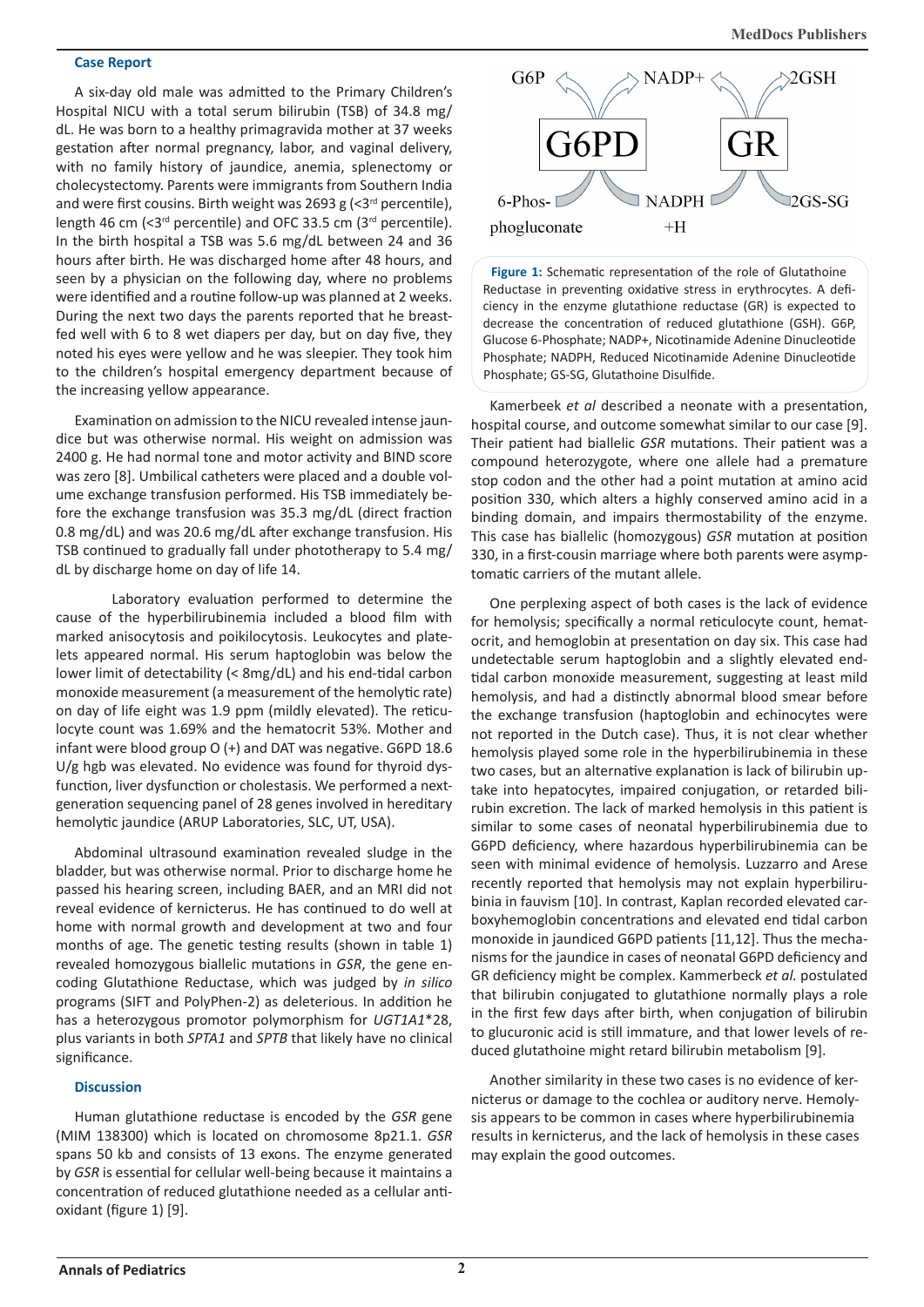## Case Report

A six-day old male was admitted to the Primary Children's Hospital NICU with a total serum bilirubin (TSB) of 34.8 mg/dL. He was born to a healthy primagravida mother at 37 weeks gestation after normal pregnancy, labor, and vaginal delivery, with no family history of jaundice, anemia, splenectomy or cholecystectomy. Parents were immigrants from Southern India and were first cousins. Birth weight was 2693 g (<3rd percentile), length 46 cm (<3rd percentile) and OFC 33.5 cm (3rd percentile). In the birth hospital a TSB was 5.6 mg/dL between 24 and 36 hours after birth. He was discharged home after 48 hours, and seen by a physician on the following day, where no problems were identified and a routine follow-up was planned at 2 weeks. During the next two days the parents reported that he breast-fed well with 6 to 8 wet diapers per day, but on day five, they noted his eyes were yellow and he was sleepier. They took him to the children's hospital emergency department because of the increasing yellow appearance.

Examination on admission to the NICU revealed intense jaundice but was otherwise normal. His weight on admission was 2400 g. He had normal tone and motor activity and BIND score was zero [8]. Umbilical catheters were placed and a double volume exchange transfusion performed. His TSB immediately before the exchange transfusion was 35.3 mg/dL (direct fraction 0.8 mg/dL) and was 20.6 mg/dL after exchange transfusion. His TSB continued to gradually fall under phototherapy to 5.4 mg/dL by discharge home on day of life 14.

Laboratory evaluation performed to determine the cause of the hyperbilirubinemia included a blood film with marked anisocytosis and poikilocytosis. Leukocytes and platelets appeared normal. His serum haptoglobin was below the lower limit of detectability (< 8mg/dL) and his end-tidal carbon monoxide measurement (a measurement of the hemolytic rate) on day of life eight was 1.9 ppm (mildly elevated). The reticulocyte count was 1.69% and the hematocrit 53%. Mother and infant were blood group O (+) and DAT was negative. G6PD 18.6 U/g hgb was elevated. No evidence was found for thyroid dysfunction, liver dysfunction or cholestasis. We performed a next-generation sequencing panel of 28 genes involved in hereditary hemolytic jaundice (ARUP Laboratories, SLC, UT, USA).

Abdominal ultrasound examination revealed sludge in the bladder, but was otherwise normal. Prior to discharge home he passed his hearing screen, including BAER, and an MRI did not reveal evidence of kernicterus. He has continued to do well at home with normal growth and development at two and four months of age. The genetic testing results (shown in table 1) revealed homozygous biallelic mutations in *GSR*, the gene encoding Glutathione Reductase, which was judged by *in silico* programs (SIFT and PolyPhen-2) as deleterious. In addition he has a heterozygous promotor polymorphism for *UGT1A1**28, plus variants in both *SPTA1* and *SPTB* that likely have no clinical significance.

## Discussion

Human glutathione reductase is encoded by the *GSR* gene (MIM 138300) which is located on chromosome 8p21.1. *GSR* spans 50 kb and consists of 13 exons. The enzyme generated by *GSR* is essential for cellular well-being because it maintains a concentration of reduced glutathione needed as a cellular antioxidant (figure 1) [9].

**Figure 1:** Schematic representation of the role of Glutathione Reductase in preventing oxidative stress in erythrocytes. A deficiency in the enzyme glutathione reductase (GR) is expected to decrease the concentration of reduced glutathione (GSH). G6P, Glucose 6-Phosphate; NADP+, Nicotinamide Adenine Dinucleotide Phosphate; NADPH, Reduced Nicotinamide Adenine Dinucleotide Phosphate; GS-SG, Glutathione Disulfide.

Kamerbeek *et al* described a neonate with a presentation, hospital course, and outcome somewhat similar to our case [9]. Their patient had biallelic *GSR* mutations. Their patient was a compound heterozygote, where one allele had a premature stop codon and the other had a point mutation at amino acid position 330, which alters a highly conserved amino acid in a binding domain, and impairs thermostability of the enzyme. This case has biallelic (homozygous) *GSR* mutation at position 330, in a first-cousin marriage where both parents were asymptomatic carriers of the mutant allele.

One perplexing aspect of both cases is the lack of evidence for hemolysis; specifically a normal reticulocyte count, hematocrit, and hemoglobin at presentation on day six. This case had undetectable serum haptoglobin and a slightly elevated end-tidal carbon monoxide measurement, suggesting at least mild hemolysis, and had a distinctly abnormal blood smear before the exchange transfusion (haptoglobin and echinocytes were not reported in the Dutch case). Thus, it is not clear whether hemolysis played some role in the hyperbilirubinemia in these two cases, but an alternative explanation is lack of bilirubin uptake into hepatocytes, impaired conjugation, or retarded bilirubin excretion. The lack of marked hemolysis in this patient is similar to some cases of neonatal hyperbilirubinemia due to G6PD deficiency, where hazardous hyperbilirubinemia can be seen with minimal evidence of hemolysis. Luzzarro and Arese recently reported that hemolysis may not explain hyperbilirubinia in fauvism [10]. In contrast, Kaplan recorded elevated carboxyhemoglobin concentrations and elevated end tidal carbon monoxide in jaundiced G6PD patients [11,12]. Thus the mechanisms for the jaundice in cases of neonatal G6PD deficiency and GR deficiency might be complex. Kammerbeck *et al.* postulated that bilirubin conjugated to glutathione normally plays a role in the first few days after birth, when conjugation of bilirubin to glucuronic acid is still immature, and that lower levels of reduced glutathione might retard bilirubin metabolism [9].

Another similarity in these two cases is no evidence of kernicterus or damage to the cochlea or auditory nerve. Hemolysis appears to be common in cases where hyperbilirubinemia results in kernicterus, and the lack of hemolysis in these cases may explain the good outcomes.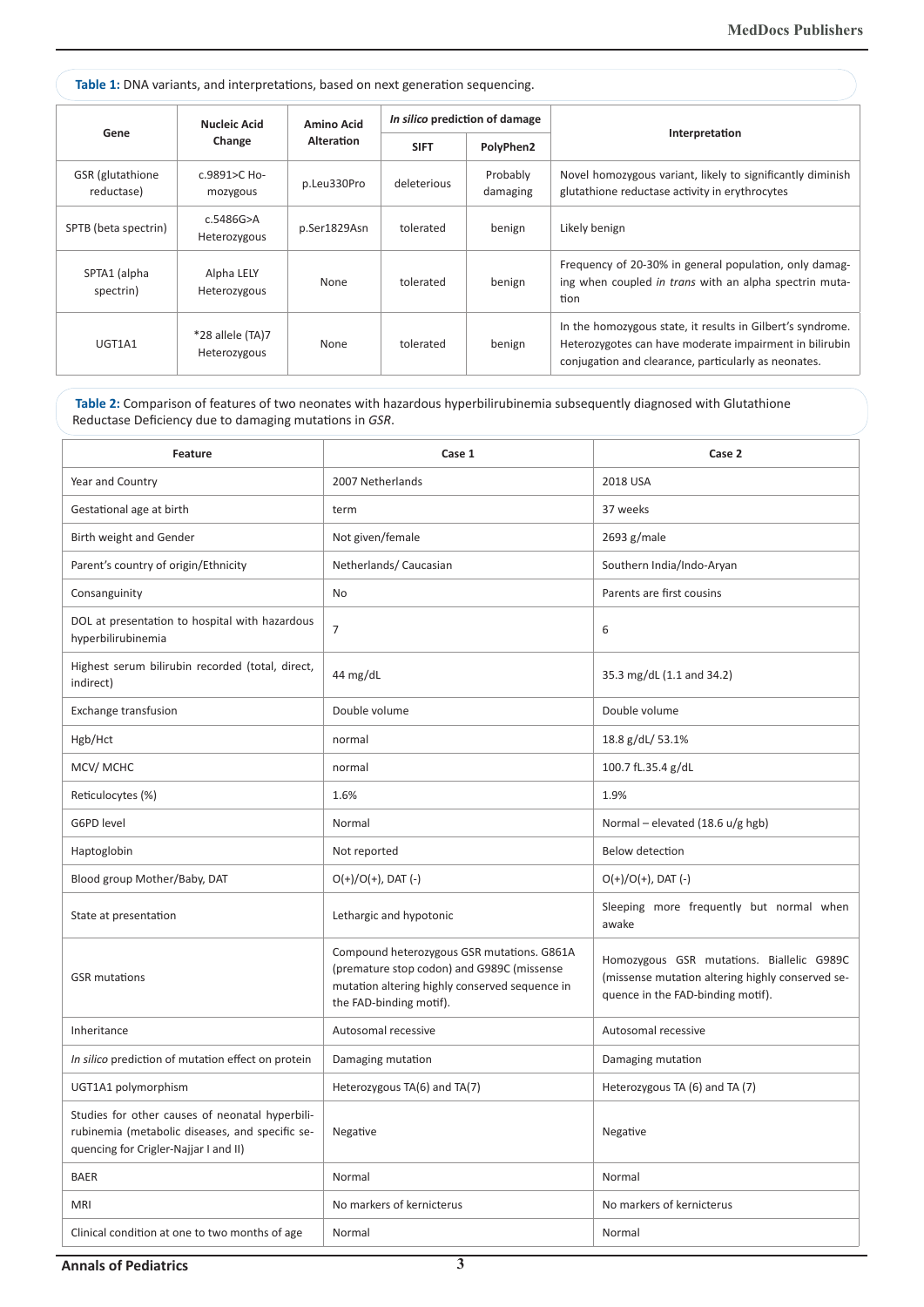**Table 1:** DNA variants, and interpretations, based on next generation sequencing.

| Gene | Nucleic Acid Change | Amino Acid Alteration | *In silico* prediction of damage | | Interpretation |
|---|---|---|---|---|---|
| | | | SIFT | PolyPhen2 | |
| GSR (glutathione reductase) | c.9891>C Homozygous | p.Leu330Pro | deleterious | Probably damaging | Novel homozygous variant, likely to significantly diminish glutathione reductase activity in erythrocytes |
| SPTB (beta spectrin) | c.5486G>A Heterozygous | p.Ser1829Asn | tolerated | benign | Likely benign |
| SPTA1 (alpha spectrin) | Alpha LELY Heterozygous | None | tolerated | benign | Frequency of 20-30% in general population, only damaging when coupled *in trans* with an alpha spectrin mutation |
| UGT1A1 | *28 allele (TA)7 Heterozygous | None | tolerated | benign | In the homozygous state, it results in Gilbert's syndrome. Heterozygotes can have moderate impairment in bilirubin conjugation and clearance, particularly as neonates. |

**Table 2:** Comparison of features of two neonates with hazardous hyperbilirubinemia subsequently diagnosed with Glutathione Reductase Deficiency due to damaging mutations in *GSR*.

| Feature | Case 1 | Case 2 |
|---|---|---|
| Year and Country | 2007 Netherlands | 2018 USA |
| Gestational age at birth | term | 37 weeks |
| Birth weight and Gender | Not given/female | 2693 g/male |
| Parent's country of origin/Ethnicity | Netherlands/ Caucasian | Southern India/Indo-Aryan |
| Consanguinity | No | Parents are first cousins |
| DOL at presentation to hospital with hazardous hyperbilirubinemia | 7 | 6 |
| Highest serum bilirubin recorded (total, direct, indirect) | 44 mg/dL | 35.3 mg/dL (1.1 and 34.2) |
| Exchange transfusion | Double volume | Double volume |
| Hgb/Hct | normal | 18.8 g/dL/ 53.1% |
| MCV/ MCHC | normal | 100.7 fL.35.4 g/dL |
| Reticulocytes (%) | 1.6% | 1.9% |
| G6PD level | Normal | Normal – elevated (18.6 u/g hgb) |
| Haptoglobin | Not reported | Below detection |
| Blood group Mother/Baby, DAT | O(+)/O(+), DAT (-) | O(+)/O(+), DAT (-) |
| State at presentation | Lethargic and hypotonic | Sleeping more frequently but normal when awake |
| GSR mutations | Compound heterozygous GSR mutations. G861A (premature stop codon) and G989C (missense mutation altering highly conserved sequence in the FAD-binding motif). | Homozygous GSR mutations. Biallelic G989C (missense mutation altering highly conserved sequence in the FAD-binding motif). |
| Inheritance | Autosomal recessive | Autosomal recessive |
| *In silico* prediction of mutation effect on protein | Damaging mutation | Damaging mutation |
| UGT1A1 polymorphism | Heterozygous TA(6) and TA(7) | Heterozygous TA (6) and TA (7) |
| Studies for other causes of neonatal hyperbilirubinemia (metabolic diseases, and specific sequencing for Crigler-Najjar I and II) | Negative | Negative |
| BAER | Normal | Normal |
| MRI | No markers of kernicterus | No markers of kernicterus |
| Clinical condition at one to two months of age | Normal | Normal |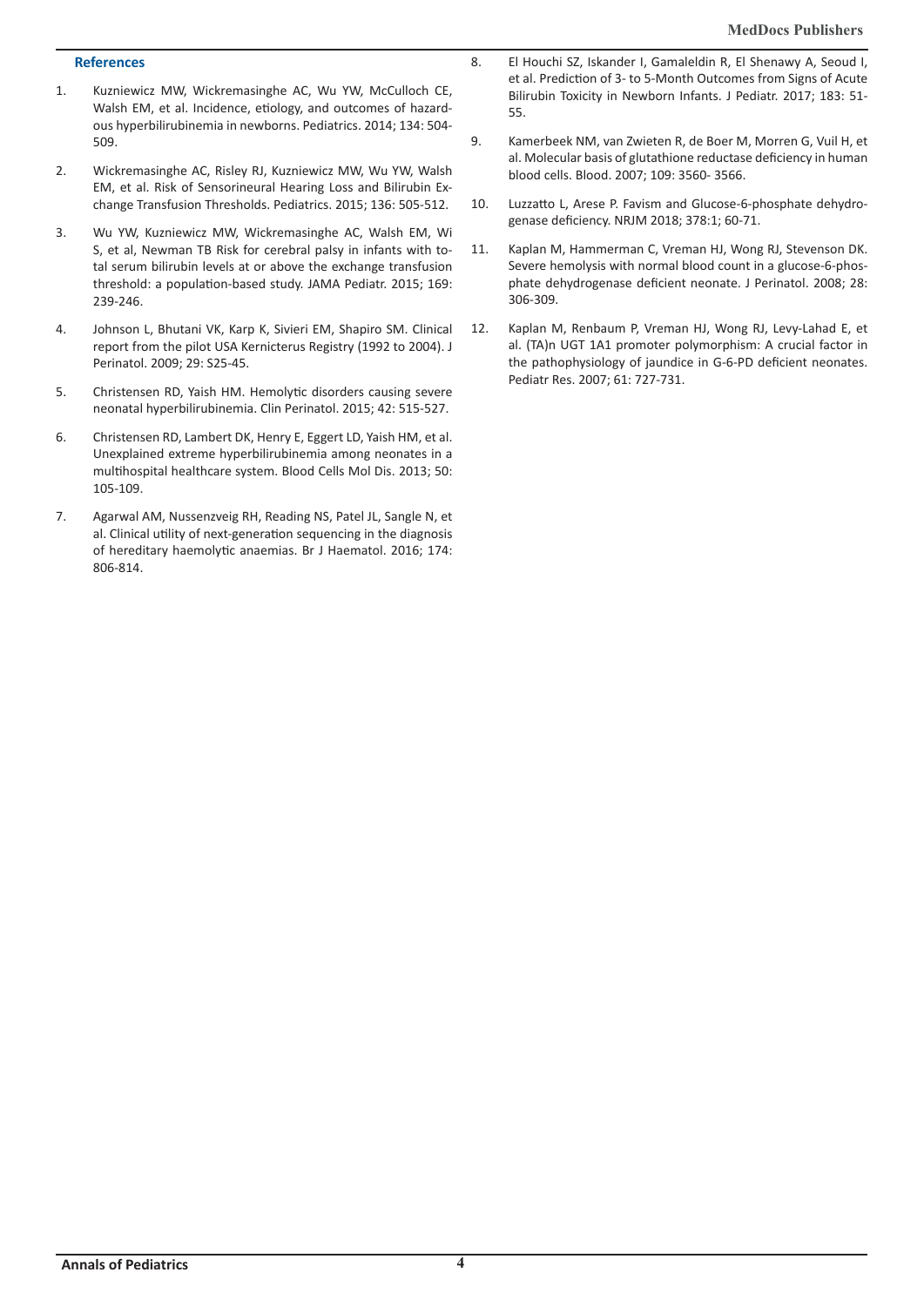### References

1. Kuzniewicz MW, Wickremasinghe AC, Wu YW, McCulloch CE, Walsh EM, et al. Incidence, etiology, and outcomes of hazardous hyperbilirubinemia in newborns. Pediatrics. 2014; 134: 504-509.

2. Wickremasinghe AC, Risley RJ, Kuzniewicz MW, Wu YW, Walsh EM, et al. Risk of Sensorineural Hearing Loss and Bilirubin Exchange Transfusion Thresholds. Pediatrics. 2015; 136: 505-512.

3. Wu YW, Kuzniewicz MW, Wickremasinghe AC, Walsh EM, Wi S, et al, Newman TB Risk for cerebral palsy in infants with total serum bilirubin levels at or above the exchange transfusion threshold: a population-based study. JAMA Pediatr. 2015; 169: 239-246.

4. Johnson L, Bhutani VK, Karp K, Sivieri EM, Shapiro SM. Clinical report from the pilot USA Kernicterus Registry (1992 to 2004). J Perinatol. 2009; 29: S25-45.

5. Christensen RD, Yaish HM. Hemolytic disorders causing severe neonatal hyperbilirubinemia. Clin Perinatol. 2015; 42: 515-527.

6. Christensen RD, Lambert DK, Henry E, Eggert LD, Yaish HM, et al. Unexplained extreme hyperbilirubinemia among neonates in a multihospital healthcare system. Blood Cells Mol Dis. 2013; 50: 105-109.

7. Agarwal AM, Nussenzveig RH, Reading NS, Patel JL, Sangle N, et al. Clinical utility of next-generation sequencing in the diagnosis of hereditary haemolytic anaemias. Br J Haematol. 2016; 174: 806-814.

8. El Houchi SZ, Iskander I, Gamaleldin R, El Shenawy A, Seoud I, et al. Prediction of 3- to 5-Month Outcomes from Signs of Acute Bilirubin Toxicity in Newborn Infants. J Pediatr. 2017; 183: 51-55.

9. Kamerbeek NM, van Zwieten R, de Boer M, Morren G, Vuil H, et al. Molecular basis of glutathione reductase deficiency in human blood cells. Blood. 2007; 109: 3560- 3566.

10. Luzzatto L, Arese P. Favism and Glucose-6-phosphate dehydrogenase deficiency. NRJM 2018; 378:1; 60-71.

11. Kaplan M, Hammerman C, Vreman HJ, Wong RJ, Stevenson DK. Severe hemolysis with normal blood count in a glucose-6-phosphate dehydrogenase deficient neonate. J Perinatol. 2008; 28: 306-309.

12. Kaplan M, Renbaum P, Vreman HJ, Wong RJ, Levy-Lahad E, et al. (TA)n UGT 1A1 promoter polymorphism: A crucial factor in the pathophysiology of jaundice in G-6-PD deficient neonates. Pediatr Res. 2007; 61: 727-731.